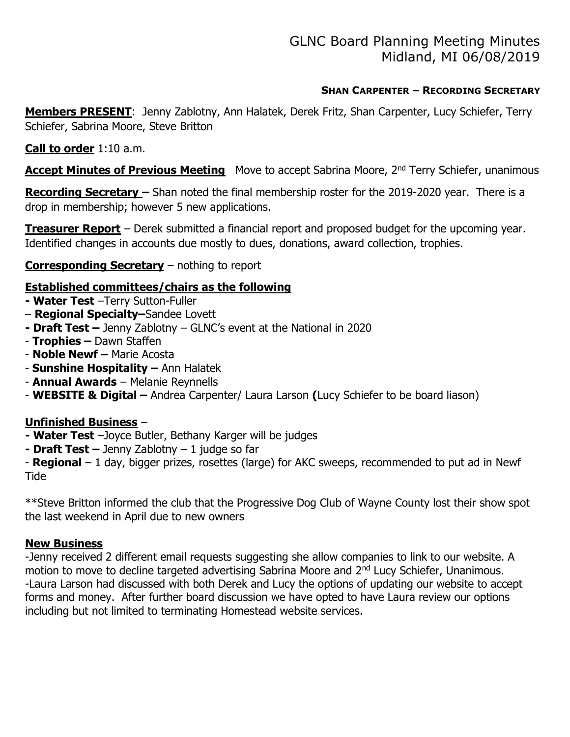# GLNC Board Planning Meeting Minutes
## Midland, MI 06/08/2019

**SHAN CARPENTER – RECORDING SECRETARY**

**Members PRESENT**: Jenny Zablotny, Ann Halatek, Derek Fritz, Shan Carpenter, Lucy Schiefer, Terry Schiefer, Sabrina Moore, Steve Britton

**Call to order** 1:10 a.m.

**Accept Minutes of Previous Meeting** Move to accept Sabrina Moore, 2nd Terry Schiefer, unanimous

**Recording Secretary –** Shan noted the final membership roster for the 2019-2020 year. There is a drop in membership; however 5 new applications.

**Treasurer Report** – Derek submitted a financial report and proposed budget for the upcoming year. Identified changes in accounts due mostly to dues, donations, award collection, trophies.

**Corresponding Secretary** – nothing to report

**Established committees/chairs as the following**

- **Water Test** –Terry Sutton-Fuller
- **Regional Specialty–**Sandee Lovett
- **Draft Test –** Jenny Zablotny – GLNC's event at the National in 2020
- **Trophies –** Dawn Staffen
- **Noble Newf –** Marie Acosta
- **Sunshine Hospitality –** Ann Halatek
- **Annual Awards** – Melanie Reynnells
- **WEBSITE & Digital –** Andrea Carpenter/ Laura Larson **(**Lucy Schiefer to be board liason)

**Unfinished Business** –

- **Water Test** –Joyce Butler, Bethany Karger will be judges
- **Draft Test –** Jenny Zablotny – 1 judge so far
- **Regional** – 1 day, bigger prizes, rosettes (large) for AKC sweeps, recommended to put ad in Newf Tide

**Steve Britton informed the club that the Progressive Dog Club of Wayne County lost their show spot the last weekend in April due to new owners

**New Business**

-Jenny received 2 different email requests suggesting she allow companies to link to our website. A motion to move to decline targeted advertising Sabrina Moore and 2nd Lucy Schiefer, Unanimous.
-Laura Larson had discussed with both Derek and Lucy the options of updating our website to accept forms and money. After further board discussion we have opted to have Laura review our options including but not limited to terminating Homestead website services.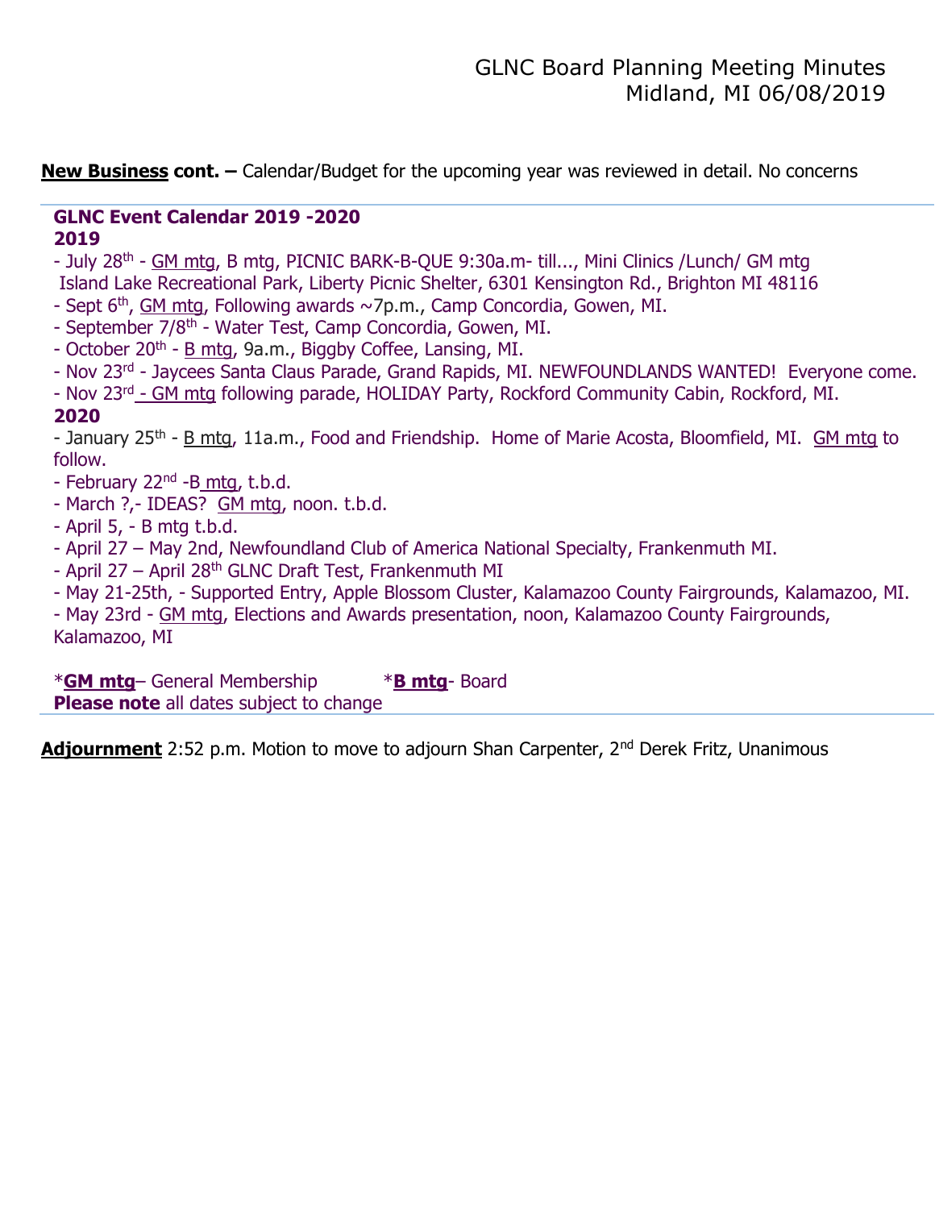**New Business cont. –** Calendar/Budget for the upcoming year was reviewed in detail. No concerns

**GLNC Event Calendar 2019 -2020**
**2019**

- July 28th - GM mtg, B mtg, PICNIC BARK-B-QUE 9:30a.m- till..., Mini Clinics /Lunch/ GM mtg
 Island Lake Recreational Park, Liberty Picnic Shelter, 6301 Kensington Rd., Brighton MI 48116
- Sept 6th, GM mtg, Following awards ~7p.m., Camp Concordia, Gowen, MI.
- September 7/8th - Water Test, Camp Concordia, Gowen, MI.
- October 20th - B mtg, 9a.m., Biggby Coffee, Lansing, MI.
- Nov 23rd - Jaycees Santa Claus Parade, Grand Rapids, MI. NEWFOUNDLANDS WANTED! Everyone come.
- Nov 23rd - GM mtg following parade, HOLIDAY Party, Rockford Community Cabin, Rockford, MI.

**2020**

- January 25th - B mtg, 11a.m., Food and Friendship. Home of Marie Acosta, Bloomfield, MI. GM mtg to follow.
- February 22nd -B mtg, t.b.d.
- March ?,- IDEAS? GM mtg, noon. t.b.d.
- April 5, - B mtg t.b.d.
- April 27 – May 2nd, Newfoundland Club of America National Specialty, Frankenmuth MI.
- April 27 – April 28th GLNC Draft Test, Frankenmuth MI
- May 21-25th, - Supported Entry, Apple Blossom Cluster, Kalamazoo County Fairgrounds, Kalamazoo, MI.
- May 23rd - GM mtg, Elections and Awards presentation, noon, Kalamazoo County Fairgrounds, Kalamazoo, MI

*__GM mtg__– General Membership *__B mtg__- Board
**Please note** all dates subject to change

**Adjournment** 2:52 p.m. Motion to move to adjourn Shan Carpenter, 2nd Derek Fritz, Unanimous